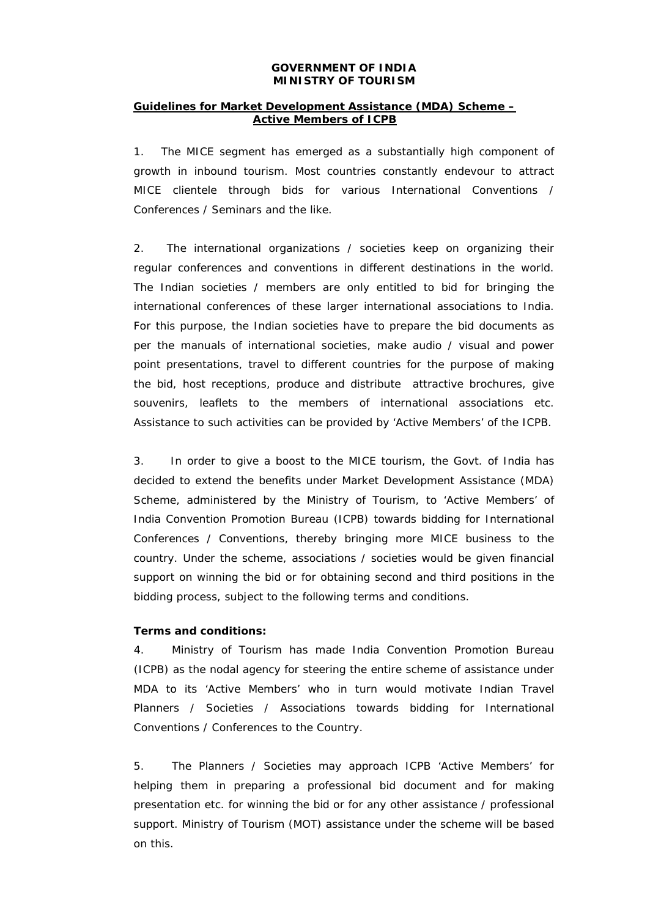**GOVERNMENT OF INDIA**
**MINISTRY OF TOURISM**

## Guidelines for Market Development Assistance (MDA) Scheme – Active Members of ICPB

1. The MICE segment has emerged as a substantially high component of growth in inbound tourism. Most countries constantly endevour to attract MICE clientele through bids for various International Conventions / Conferences / Seminars and the like.

2. The international organizations / societies keep on organizing their regular conferences and conventions in different destinations in the world. The Indian societies / members are only entitled to bid for bringing the international conferences of these larger international associations to India. For this purpose, the Indian societies have to prepare the bid documents as per the manuals of international societies, make audio / visual and power point presentations, travel to different countries for the purpose of making the bid, host receptions, produce and distribute attractive brochures, give souvenirs, leaflets to the members of international associations etc. Assistance to such activities can be provided by 'Active Members' of the ICPB.

3. In order to give a boost to the MICE tourism, the Govt. of India has decided to extend the benefits under Market Development Assistance (MDA) Scheme, administered by the Ministry of Tourism, to 'Active Members' of India Convention Promotion Bureau (ICPB) towards bidding for International Conferences / Conventions, thereby bringing more MICE business to the country. Under the scheme, associations / societies would be given financial support on winning the bid or for obtaining second and third positions in the bidding process, subject to the following terms and conditions.

**Terms and conditions:**

4. Ministry of Tourism has made India Convention Promotion Bureau (ICPB) as the nodal agency for steering the entire scheme of assistance under MDA to its 'Active Members' who in turn would motivate Indian Travel Planners / Societies / Associations towards bidding for International Conventions / Conferences to the Country.

5. The Planners / Societies may approach ICPB 'Active Members' for helping them in preparing a professional bid document and for making presentation etc. for winning the bid or for any other assistance / professional support. Ministry of Tourism (MOT) assistance under the scheme will be based on this.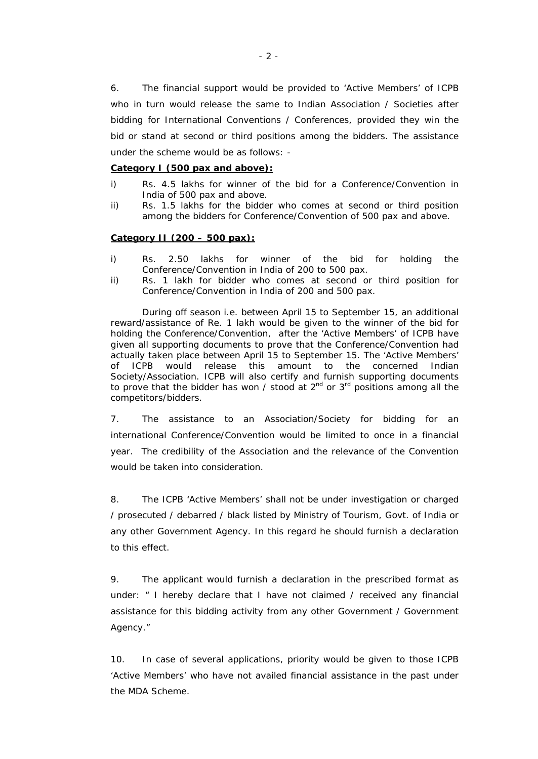6. The financial support would be provided to 'Active Members' of ICPB who in turn would release the same to Indian Association / Societies after bidding for International Conventions / Conferences, provided they win the bid or stand at second or third positions among the bidders. The assistance under the scheme would be as follows: -

**Category I (500 pax and above):**

i) Rs. 4.5 lakhs for winner of the bid for a Conference/Convention in India of 500 pax and above.

ii) Rs. 1.5 lakhs for the bidder who comes at second or third position among the bidders for Conference/Convention of 500 pax and above.

**Category II (200 – 500 pax):**

i) Rs. 2.50 lakhs for winner of the bid for holding the Conference/Convention in India of 200 to 500 pax.

ii) Rs. 1 lakh for bidder who comes at second or third position for Conference/Convention in India of 200 and 500 pax.

During off season i.e. between April 15 to September 15, an additional reward/assistance of Re. 1 lakh would be given to the winner of the bid for holding the Conference/Convention, after the 'Active Members' of ICPB have given all supporting documents to prove that the Conference/Convention had actually taken place between April 15 to September 15. The 'Active Members' of ICPB would release this amount to the concerned Indian Society/Association. ICPB will also certify and furnish supporting documents to prove that the bidder has won / stood at 2nd or 3rd positions among all the competitors/bidders.

7. The assistance to an Association/Society for bidding for an international Conference/Convention would be limited to once in a financial year. The credibility of the Association and the relevance of the Convention would be taken into consideration.

8. The ICPB 'Active Members' shall not be under investigation or charged / prosecuted / debarred / black listed by Ministry of Tourism, Govt. of India or any other Government Agency. In this regard he should furnish a declaration to this effect.

9. The applicant would furnish a declaration in the prescribed format as under: " I hereby declare that I have not claimed / received any financial assistance for this bidding activity from any other Government / Government Agency."

10. In case of several applications, priority would be given to those ICPB 'Active Members' who have not availed financial assistance in the past under the MDA Scheme.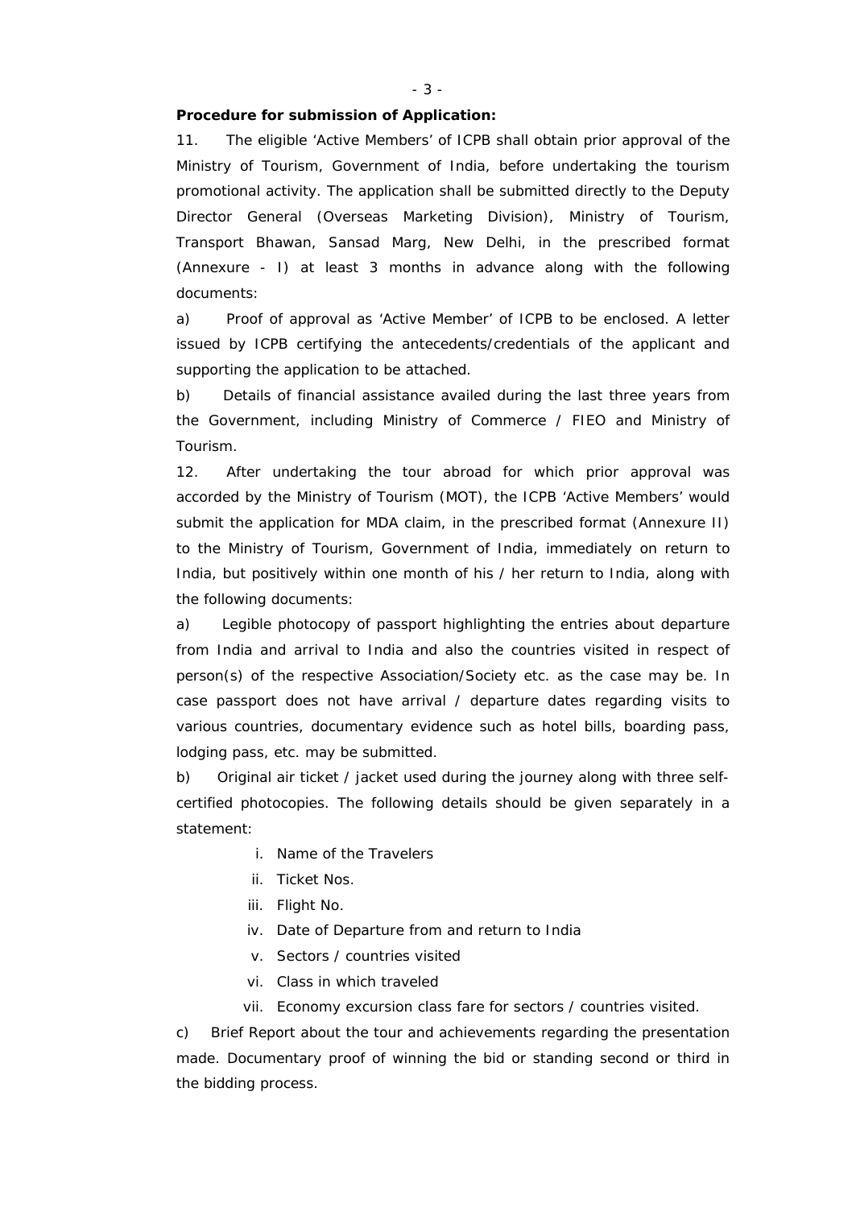**Procedure for submission of Application:**

11. The eligible 'Active Members' of ICPB shall obtain prior approval of the Ministry of Tourism, Government of India, before undertaking the tourism promotional activity. The application shall be submitted directly to the Deputy Director General (Overseas Marketing Division), Ministry of Tourism, Transport Bhawan, Sansad Marg, New Delhi, in the prescribed format (Annexure - I) at least 3 months in advance along with the following documents:

a) Proof of approval as 'Active Member' of ICPB to be enclosed. A letter issued by ICPB certifying the antecedents/credentials of the applicant and supporting the application to be attached.

b) Details of financial assistance availed during the last three years from the Government, including Ministry of Commerce / FIEO and Ministry of Tourism.

12. After undertaking the tour abroad for which prior approval was accorded by the Ministry of Tourism (MOT), the ICPB 'Active Members' would submit the application for MDA claim, in the prescribed format (Annexure II) to the Ministry of Tourism, Government of India, immediately on return to India, but positively within one month of his / her return to India, along with the following documents:

a) Legible photocopy of passport highlighting the entries about departure from India and arrival to India and also the countries visited in respect of person(s) of the respective Association/Society etc. as the case may be. In case passport does not have arrival / departure dates regarding visits to various countries, documentary evidence such as hotel bills, boarding pass, lodging pass, etc. may be submitted.

b) Original air ticket / jacket used during the journey along with three self-certified photocopies. The following details should be given separately in a statement:

i. Name of the Travelers
ii. Ticket Nos.
iii. Flight No.
iv. Date of Departure from and return to India
v. Sectors / countries visited
vi. Class in which traveled
vii. Economy excursion class fare for sectors / countries visited.

c) Brief Report about the tour and achievements regarding the presentation made. Documentary proof of winning the bid or standing second or third in the bidding process.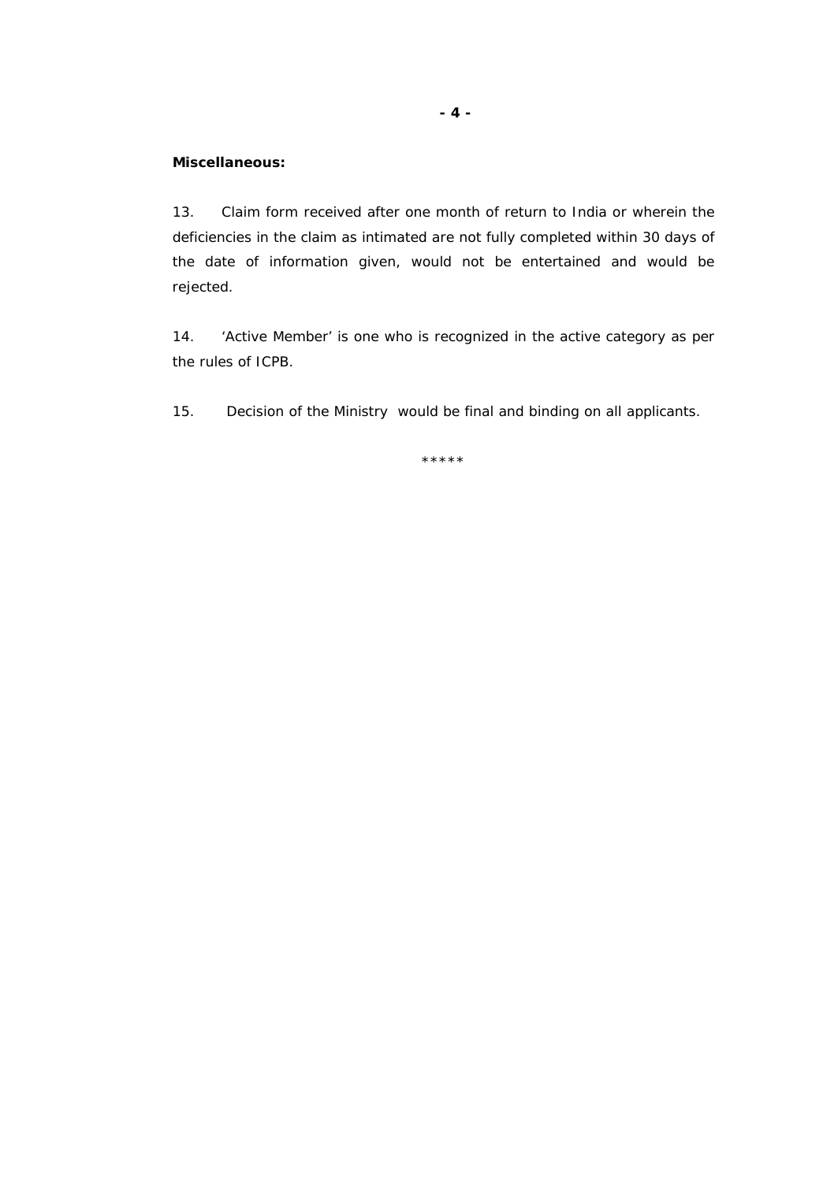**Miscellaneous:**

13. Claim form received after one month of return to India or wherein the deficiencies in the claim as intimated are not fully completed within 30 days of the date of information given, would not be entertained and would be rejected.

14. 'Active Member' is one who is recognized in the active category as per the rules of ICPB.

15. Decision of the Ministry would be final and binding on all applicants.

*****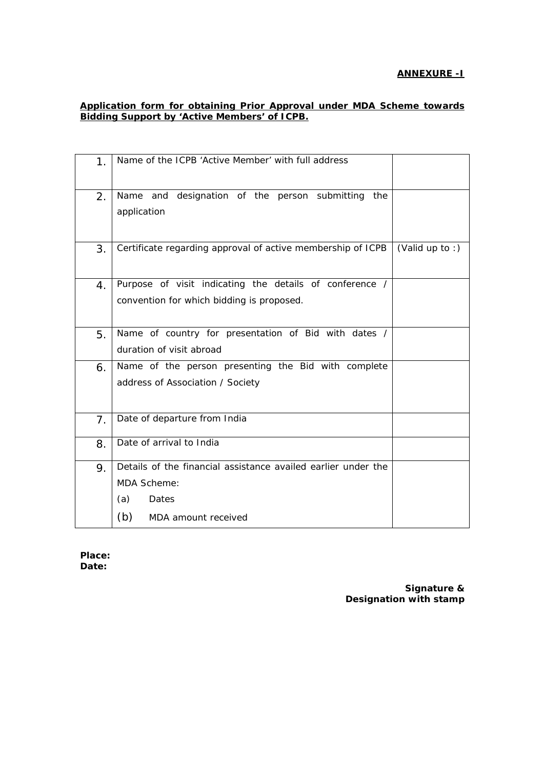**ANNEXURE -I**

**Application form for obtaining Prior Approval under MDA Scheme towards Bidding Support by 'Active Members' of ICPB.**

| | | |
|---|---|---|
| 1. | Name of the ICPB 'Active Member' with full address | |
| 2. | Name and designation of the person submitting the application | |
| 3. | Certificate regarding approval of active membership of ICPB | (Valid up to :) |
| 4. | Purpose of visit indicating the details of conference / convention for which bidding is proposed. | |
| 5. | Name of country for presentation of Bid with dates / duration of visit abroad | |
| 6. | Name of the person presenting the Bid with complete address of Association / Society | |
| 7. | Date of departure from India | |
| 8. | Date of arrival to India | |
| 9. | Details of the financial assistance availed earlier under the MDA Scheme:<br>(a) Dates<br>(b) MDA amount received | |

**Place:**
**Date:**

**Signature &**
**Designation with stamp**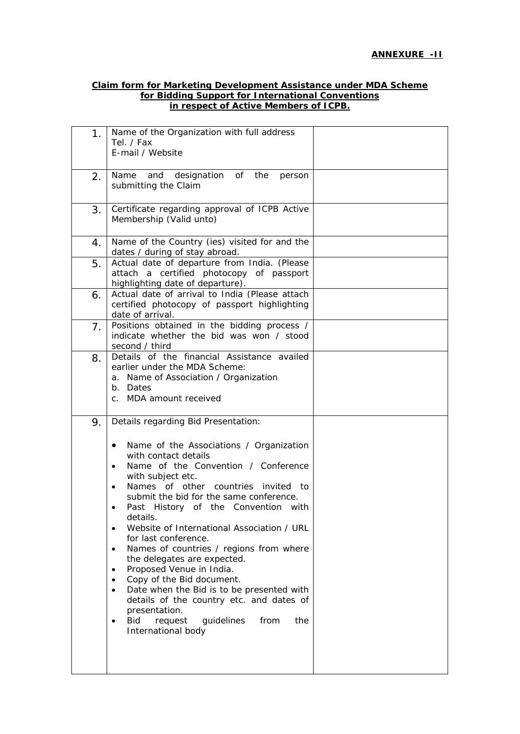**ANNEXURE -II**

**Claim form for Marketing Development Assistance under MDA Scheme for Bidding Support for International Conventions in respect of Active Members of ICPB.**

| | | |
|---|---|---|
| 1. | Name of the Organization with full address<br>Tel. / Fax<br>E-mail / Website | |
| 2. | Name and designation of the person submitting the Claim | |
| 3. | Certificate regarding approval of ICPB Active Membership (Valid unto) | |
| 4. | Name of the Country (ies) visited for and the dates / during of stay abroad. | |
| 5. | Actual date of departure from India. (Please attach a certified photocopy of passport highlighting date of departure). | |
| 6. | Actual date of arrival to India (Please attach certified photocopy of passport highlighting date of arrival. | |
| 7. | Positions obtained in the bidding process / indicate whether the bid was won / stood second / third | |
| 8. | Details of the financial Assistance availed earlier under the MDA Scheme:<br>a. Name of Association / Organization<br>b. Dates<br>c. MDA amount received | |
| 9. | Details regarding Bid Presentation:<br>• Name of the Associations / Organization with contact details<br>• Name of the Convention / Conference with subject etc.<br>• Names of other countries invited to submit the bid for the same conference.<br>• Past History of the Convention with details.<br>• Website of International Association / URL for last conference.<br>• Names of countries / regions from where the delegates are expected.<br>• Proposed Venue in India.<br>• Copy of the Bid document.<br>• Date when the Bid is to be presented with details of the country etc. and dates of presentation.<br>• Bid request guidelines from the International body | |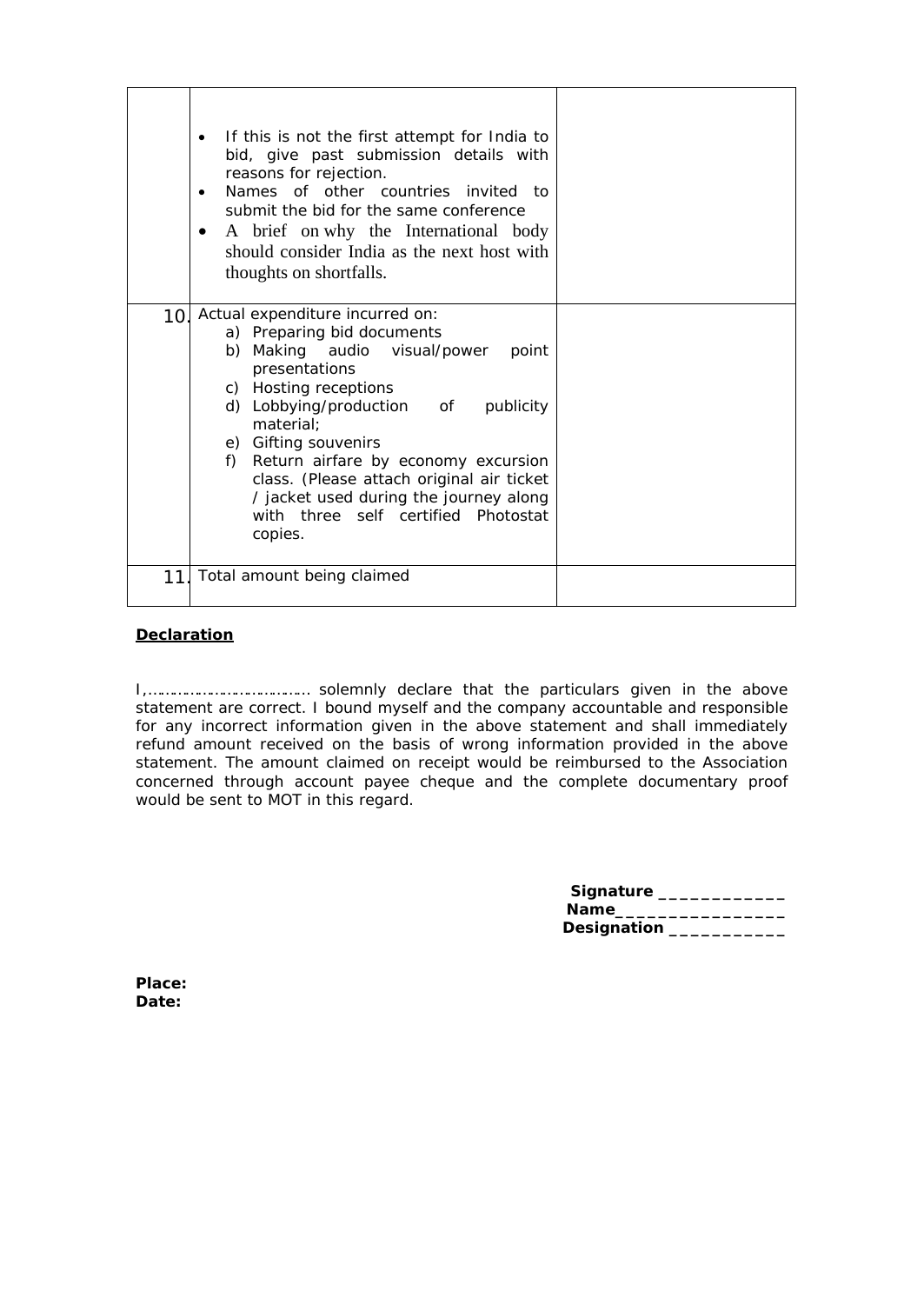| | | |
|---|---|---|
| | • If this is not the first attempt for India to bid, give past submission details with reasons for rejection.<br>• Names of other countries invited to submit the bid for the same conference<br>• A brief on why the International body should consider India as the next host with thoughts on shortfalls. | |
| 10. | Actual expenditure incurred on:<br>a) Preparing bid documents<br>b) Making audio visual/power point presentations<br>c) Hosting receptions<br>d) Lobbying/production of publicity material;<br>e) Gifting souvenirs<br>f) Return airfare by economy excursion class. (Please attach original air ticket / jacket used during the journey along with three self certified Photostat copies. | |
| 11. | Total amount being claimed | |

**Declaration**

I,……………………………… solemnly declare that the particulars given in the above statement are correct. I bound myself and the company accountable and responsible for any incorrect information given in the above statement and shall immediately refund amount received on the basis of wrong information provided in the above statement. The amount claimed on receipt would be reimbursed to the Association concerned through account payee cheque and the complete documentary proof would be sent to MOT in this regard.

**Signature** ____________
**Name**________________
**Designation** ___________

**Place:**
**Date:**